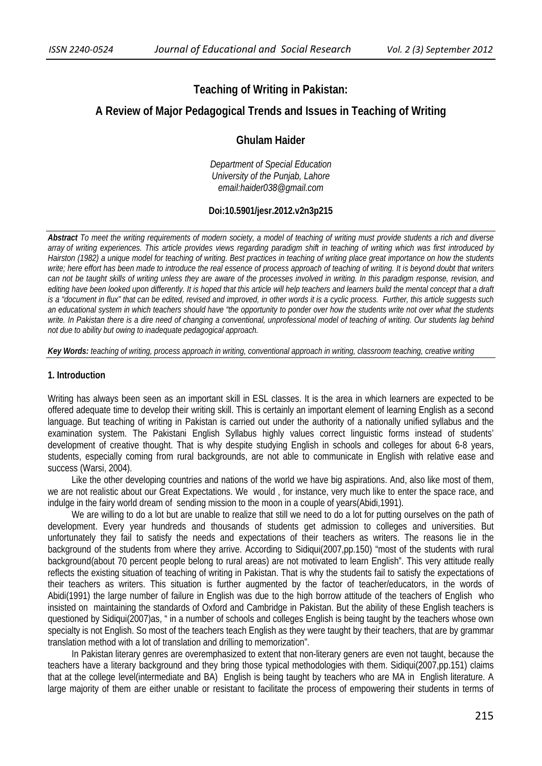# Teaching of Writing in Pakistan:

## A Review of Major Pedagogical Trends and Issues in Teaching of Writing

**Ghulam Haider**

*Department of Special Education*
*University of the Punjab, Lahore*
*email:haider038@gmail.com*

**Doi:10.5901/jesr.2012.v2n3p215**

***Abstract*** *To meet the writing requirements of modern society, a model of teaching of writing must provide students a rich and diverse array of writing experiences. This article provides views regarding paradigm shift in teaching of writing which was first introduced by Hairston (1982) a unique model for teaching of writing. Best practices in teaching of writing place great importance on how the students write; here effort has been made to introduce the real essence of process approach of teaching of writing. It is beyond doubt that writers can not be taught skills of writing unless they are aware of the processes involved in writing. In this paradigm response, revision, and editing have been looked upon differently. It is hoped that this article will help teachers and learners build the mental concept that a draft is a "document in flux" that can be edited, revised and improved, in other words it is a cyclic process. Further, this article suggests such an educational system in which teachers should have "the opportunity to ponder over how the students write not over what the students write. In Pakistan there is a dire need of changing a conventional, unprofessional model of teaching of writing. Our students lag behind not due to ability but owing to inadequate pedagogical approach.*

***Key Words:*** *teaching of writing, process approach in writing, conventional approach in writing, classroom teaching, creative writing*

### 1. Introduction

Writing has always been seen as an important skill in ESL classes. It is the area in which learners are expected to be offered adequate time to develop their writing skill. This is certainly an important element of learning English as a second language. But teaching of writing in Pakistan is carried out under the authority of a nationally unified syllabus and the examination system. The Pakistani English Syllabus highly values correct linguistic forms instead of students' development of creative thought. That is why despite studying English in schools and colleges for about 6-8 years, students, especially coming from rural backgrounds, are not able to communicate in English with relative ease and success (Warsi, 2004).

Like the other developing countries and nations of the world we have big aspirations. And, also like most of them, we are not realistic about our Great Expectations. We would , for instance, very much like to enter the space race, and indulge in the fairy world dream of sending mission to the moon in a couple of years(Abidi,1991).

We are willing to do a lot but are unable to realize that still we need to do a lot for putting ourselves on the path of development. Every year hundreds and thousands of students get admission to colleges and universities. But unfortunately they fail to satisfy the needs and expectations of their teachers as writers. The reasons lie in the background of the students from where they arrive. According to Sidiqui(2007,pp.150) "most of the students with rural background(about 70 percent people belong to rural areas) are not motivated to learn English". This very attitude really reflects the existing situation of teaching of writing in Pakistan. That is why the students fail to satisfy the expectations of their teachers as writers. This situation is further augmented by the factor of teacher/educators, in the words of Abidi(1991) the large number of failure in English was due to the high borrow attitude of the teachers of English who insisted on maintaining the standards of Oxford and Cambridge in Pakistan. But the ability of these English teachers is questioned by Sidiqui(2007)as, " in a number of schools and colleges English is being taught by the teachers whose own specialty is not English. So most of the teachers teach English as they were taught by their teachers, that are by grammar translation method with a lot of translation and drilling to memorization".

In Pakistan literary genres are overemphasized to extent that non-literary geners are even not taught, because the teachers have a literary background and they bring those typical methodologies with them. Sidiqui(2007,pp.151) claims that at the college level(intermediate and BA) English is being taught by teachers who are MA in English literature. A large majority of them are either unable or resistant to facilitate the process of empowering their students in terms of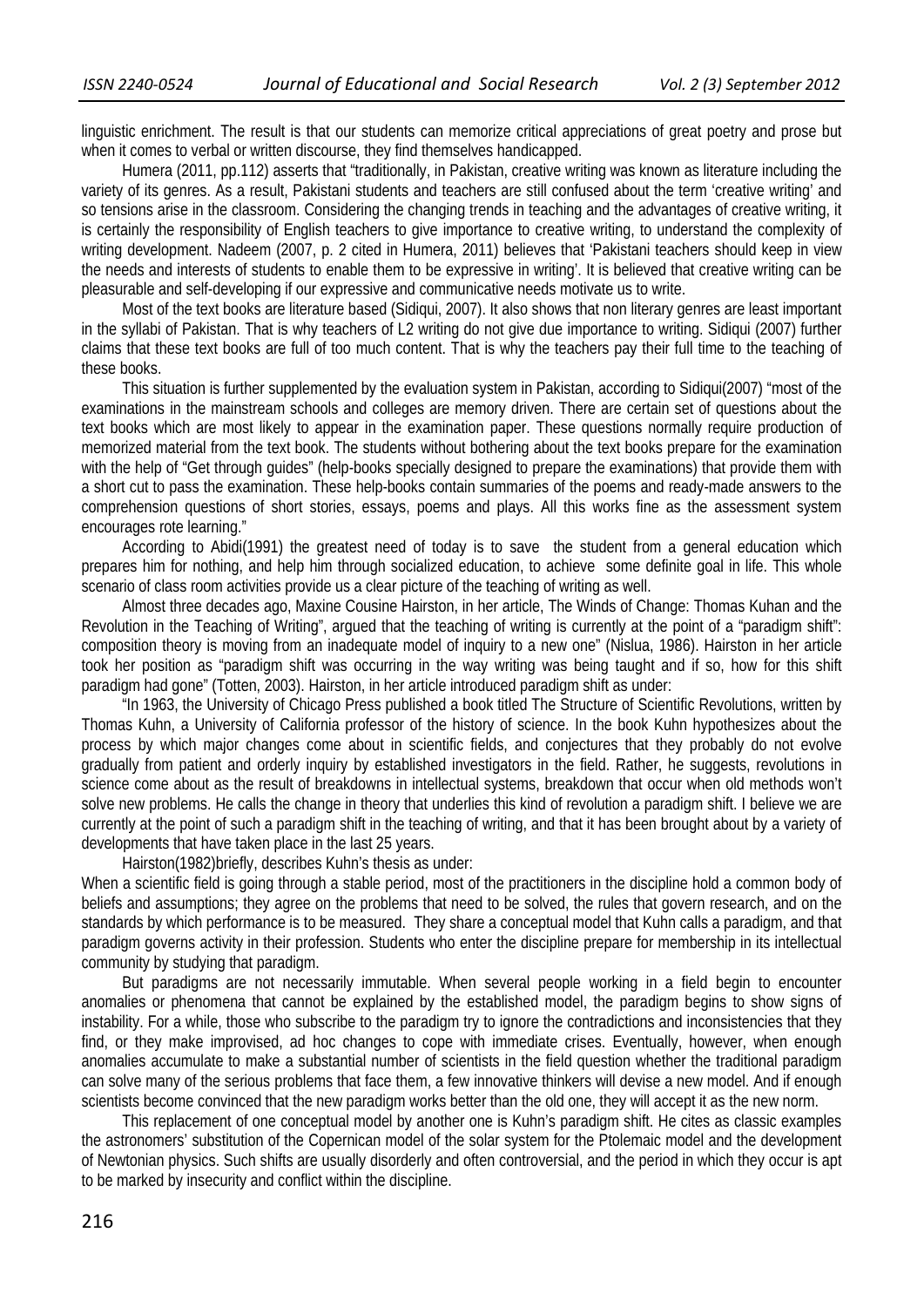linguistic enrichment. The result is that our students can memorize critical appreciations of great poetry and prose but when it comes to verbal or written discourse, they find themselves handicapped.

Humera (2011, pp.112) asserts that "traditionally, in Pakistan, creative writing was known as literature including the variety of its genres. As a result, Pakistani students and teachers are still confused about the term 'creative writing' and so tensions arise in the classroom. Considering the changing trends in teaching and the advantages of creative writing, it is certainly the responsibility of English teachers to give importance to creative writing, to understand the complexity of writing development. Nadeem (2007, p. 2 cited in Humera, 2011) believes that 'Pakistani teachers should keep in view the needs and interests of students to enable them to be expressive in writing'. It is believed that creative writing can be pleasurable and self-developing if our expressive and communicative needs motivate us to write.

Most of the text books are literature based (Sidiqui, 2007). It also shows that non literary genres are least important in the syllabi of Pakistan. That is why teachers of L2 writing do not give due importance to writing. Sidiqui (2007) further claims that these text books are full of too much content. That is why the teachers pay their full time to the teaching of these books.

This situation is further supplemented by the evaluation system in Pakistan, according to Sidiqui(2007) "most of the examinations in the mainstream schools and colleges are memory driven. There are certain set of questions about the text books which are most likely to appear in the examination paper. These questions normally require production of memorized material from the text book. The students without bothering about the text books prepare for the examination with the help of "Get through guides" (help-books specially designed to prepare the examinations) that provide them with a short cut to pass the examination. These help-books contain summaries of the poems and ready-made answers to the comprehension questions of short stories, essays, poems and plays. All this works fine as the assessment system encourages rote learning."

According to Abidi(1991) the greatest need of today is to save the student from a general education which prepares him for nothing, and help him through socialized education, to achieve some definite goal in life. This whole scenario of class room activities provide us a clear picture of the teaching of writing as well.

Almost three decades ago, Maxine Cousine Hairston, in her article, The Winds of Change: Thomas Kuhan and the Revolution in the Teaching of Writing", argued that the teaching of writing is currently at the point of a "paradigm shift": composition theory is moving from an inadequate model of inquiry to a new one" (Nislua, 1986). Hairston in her article took her position as "paradigm shift was occurring in the way writing was being taught and if so, how for this shift paradigm had gone" (Totten, 2003). Hairston, in her article introduced paradigm shift as under:

"In 1963, the University of Chicago Press published a book titled The Structure of Scientific Revolutions, written by Thomas Kuhn, a University of California professor of the history of science. In the book Kuhn hypothesizes about the process by which major changes come about in scientific fields, and conjectures that they probably do not evolve gradually from patient and orderly inquiry by established investigators in the field. Rather, he suggests, revolutions in science come about as the result of breakdowns in intellectual systems, breakdown that occur when old methods won't solve new problems. He calls the change in theory that underlies this kind of revolution a paradigm shift. I believe we are currently at the point of such a paradigm shift in the teaching of writing, and that it has been brought about by a variety of developments that have taken place in the last 25 years.

Hairston(1982)briefly, describes Kuhn's thesis as under:

When a scientific field is going through a stable period, most of the practitioners in the discipline hold a common body of beliefs and assumptions; they agree on the problems that need to be solved, the rules that govern research, and on the standards by which performance is to be measured. They share a conceptual model that Kuhn calls a paradigm, and that paradigm governs activity in their profession. Students who enter the discipline prepare for membership in its intellectual community by studying that paradigm.

But paradigms are not necessarily immutable. When several people working in a field begin to encounter anomalies or phenomena that cannot be explained by the established model, the paradigm begins to show signs of instability. For a while, those who subscribe to the paradigm try to ignore the contradictions and inconsistencies that they find, or they make improvised, ad hoc changes to cope with immediate crises. Eventually, however, when enough anomalies accumulate to make a substantial number of scientists in the field question whether the traditional paradigm can solve many of the serious problems that face them, a few innovative thinkers will devise a new model. And if enough scientists become convinced that the new paradigm works better than the old one, they will accept it as the new norm.

This replacement of one conceptual model by another one is Kuhn's paradigm shift. He cites as classic examples the astronomers' substitution of the Copernican model of the solar system for the Ptolemaic model and the development of Newtonian physics. Such shifts are usually disorderly and often controversial, and the period in which they occur is apt to be marked by insecurity and conflict within the discipline.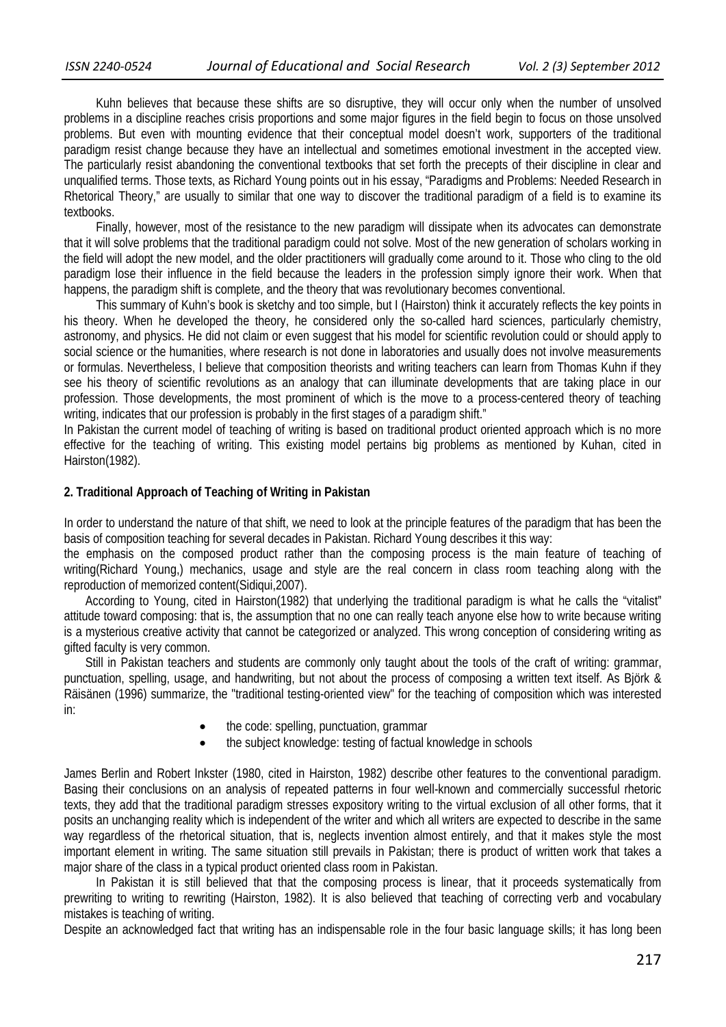Kuhn believes that because these shifts are so disruptive, they will occur only when the number of unsolved problems in a discipline reaches crisis proportions and some major figures in the field begin to focus on those unsolved problems. But even with mounting evidence that their conceptual model doesn't work, supporters of the traditional paradigm resist change because they have an intellectual and sometimes emotional investment in the accepted view. The particularly resist abandoning the conventional textbooks that set forth the precepts of their discipline in clear and unqualified terms. Those texts, as Richard Young points out in his essay, "Paradigms and Problems: Needed Research in Rhetorical Theory," are usually to similar that one way to discover the traditional paradigm of a field is to examine its textbooks.

Finally, however, most of the resistance to the new paradigm will dissipate when its advocates can demonstrate that it will solve problems that the traditional paradigm could not solve. Most of the new generation of scholars working in the field will adopt the new model, and the older practitioners will gradually come around to it. Those who cling to the old paradigm lose their influence in the field because the leaders in the profession simply ignore their work. When that happens, the paradigm shift is complete, and the theory that was revolutionary becomes conventional.

This summary of Kuhn's book is sketchy and too simple, but I (Hairston) think it accurately reflects the key points in his theory. When he developed the theory, he considered only the so-called hard sciences, particularly chemistry, astronomy, and physics. He did not claim or even suggest that his model for scientific revolution could or should apply to social science or the humanities, where research is not done in laboratories and usually does not involve measurements or formulas. Nevertheless, I believe that composition theorists and writing teachers can learn from Thomas Kuhn if they see his theory of scientific revolutions as an analogy that can illuminate developments that are taking place in our profession. Those developments, the most prominent of which is the move to a process-centered theory of teaching writing, indicates that our profession is probably in the first stages of a paradigm shift."

In Pakistan the current model of teaching of writing is based on traditional product oriented approach which is no more effective for the teaching of writing. This existing model pertains big problems as mentioned by Kuhan, cited in Hairston(1982).

## 2. Traditional Approach of Teaching of Writing in Pakistan

In order to understand the nature of that shift, we need to look at the principle features of the paradigm that has been the basis of composition teaching for several decades in Pakistan. Richard Young describes it this way:

the emphasis on the composed product rather than the composing process is the main feature of teaching of writing(Richard Young,) mechanics, usage and style are the real concern in class room teaching along with the reproduction of memorized content(Sidiqui,2007).

According to Young, cited in Hairston(1982) that underlying the traditional paradigm is what he calls the "vitalist" attitude toward composing: that is, the assumption that no one can really teach anyone else how to write because writing is a mysterious creative activity that cannot be categorized or analyzed. This wrong conception of considering writing as gifted faculty is very common.

Still in Pakistan teachers and students are commonly only taught about the tools of the craft of writing: grammar, punctuation, spelling, usage, and handwriting, but not about the process of composing a written text itself. As Björk & Räisänen (1996) summarize, the "traditional testing-oriented view" for the teaching of composition which was interested in:

- the code: spelling, punctuation, grammar
- the subject knowledge: testing of factual knowledge in schools

James Berlin and Robert Inkster (1980, cited in Hairston, 1982) describe other features to the conventional paradigm. Basing their conclusions on an analysis of repeated patterns in four well-known and commercially successful rhetoric texts, they add that the traditional paradigm stresses expository writing to the virtual exclusion of all other forms, that it posits an unchanging reality which is independent of the writer and which all writers are expected to describe in the same way regardless of the rhetorical situation, that is, neglects invention almost entirely, and that it makes style the most important element in writing. The same situation still prevails in Pakistan; there is product of written work that takes a major share of the class in a typical product oriented class room in Pakistan.

In Pakistan it is still believed that that the composing process is linear, that it proceeds systematically from prewriting to writing to rewriting (Hairston, 1982). It is also believed that teaching of correcting verb and vocabulary mistakes is teaching of writing.

Despite an acknowledged fact that writing has an indispensable role in the four basic language skills; it has long been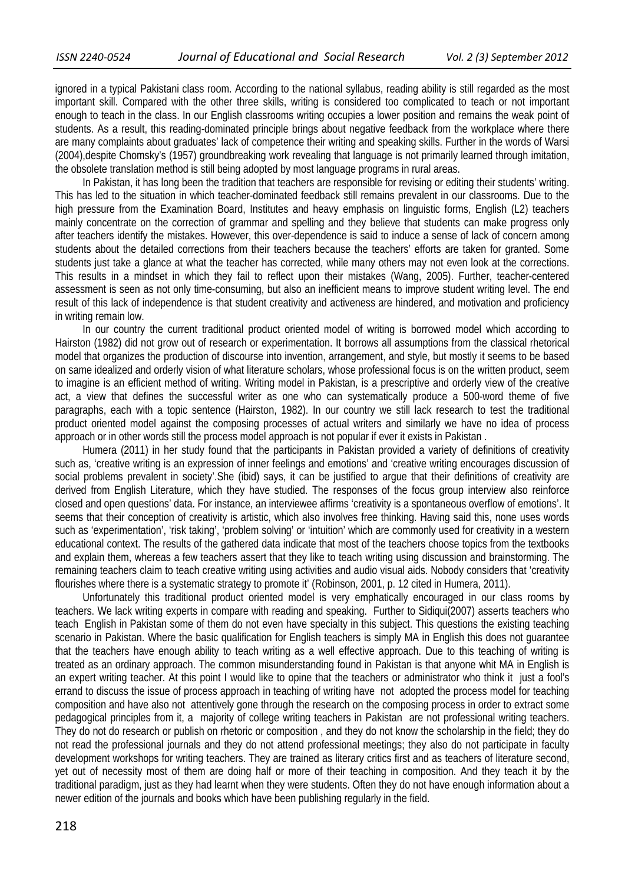ignored in a typical Pakistani class room. According to the national syllabus, reading ability is still regarded as the most important skill. Compared with the other three skills, writing is considered too complicated to teach or not important enough to teach in the class. In our English classrooms writing occupies a lower position and remains the weak point of students. As a result, this reading-dominated principle brings about negative feedback from the workplace where there are many complaints about graduates' lack of competence their writing and speaking skills. Further in the words of Warsi (2004),despite Chomsky's (1957) groundbreaking work revealing that language is not primarily learned through imitation, the obsolete translation method is still being adopted by most language programs in rural areas.

In Pakistan, it has long been the tradition that teachers are responsible for revising or editing their students' writing. This has led to the situation in which teacher-dominated feedback still remains prevalent in our classrooms. Due to the high pressure from the Examination Board, Institutes and heavy emphasis on linguistic forms, English (L2) teachers mainly concentrate on the correction of grammar and spelling and they believe that students can make progress only after teachers identify the mistakes. However, this over-dependence is said to induce a sense of lack of concern among students about the detailed corrections from their teachers because the teachers' efforts are taken for granted. Some students just take a glance at what the teacher has corrected, while many others may not even look at the corrections. This results in a mindset in which they fail to reflect upon their mistakes (Wang, 2005). Further, teacher-centered assessment is seen as not only time-consuming, but also an inefficient means to improve student writing level. The end result of this lack of independence is that student creativity and activeness are hindered, and motivation and proficiency in writing remain low.

In our country the current traditional product oriented model of writing is borrowed model which according to Hairston (1982) did not grow out of research or experimentation. It borrows all assumptions from the classical rhetorical model that organizes the production of discourse into invention, arrangement, and style, but mostly it seems to be based on same idealized and orderly vision of what literature scholars, whose professional focus is on the written product, seem to imagine is an efficient method of writing. Writing model in Pakistan, is a prescriptive and orderly view of the creative act, a view that defines the successful writer as one who can systematically produce a 500-word theme of five paragraphs, each with a topic sentence (Hairston, 1982). In our country we still lack research to test the traditional product oriented model against the composing processes of actual writers and similarly we have no idea of process approach or in other words still the process model approach is not popular if ever it exists in Pakistan .

Humera (2011) in her study found that the participants in Pakistan provided a variety of definitions of creativity such as, 'creative writing is an expression of inner feelings and emotions' and 'creative writing encourages discussion of social problems prevalent in society'.She (ibid) says, it can be justified to argue that their definitions of creativity are derived from English Literature, which they have studied. The responses of the focus group interview also reinforce closed and open questions' data. For instance, an interviewee affirms 'creativity is a spontaneous overflow of emotions'. It seems that their conception of creativity is artistic, which also involves free thinking. Having said this, none uses words such as 'experimentation', 'risk taking', 'problem solving' or 'intuition' which are commonly used for creativity in a western educational context. The results of the gathered data indicate that most of the teachers choose topics from the textbooks and explain them, whereas a few teachers assert that they like to teach writing using discussion and brainstorming. The remaining teachers claim to teach creative writing using activities and audio visual aids. Nobody considers that 'creativity flourishes where there is a systematic strategy to promote it' (Robinson, 2001, p. 12 cited in Humera, 2011).

Unfortunately this traditional product oriented model is very emphatically encouraged in our class rooms by teachers. We lack writing experts in compare with reading and speaking. Further to Sidiqui(2007) asserts teachers who teach English in Pakistan some of them do not even have specialty in this subject. This questions the existing teaching scenario in Pakistan. Where the basic qualification for English teachers is simply MA in English this does not guarantee that the teachers have enough ability to teach writing as a well effective approach. Due to this teaching of writing is treated as an ordinary approach. The common misunderstanding found in Pakistan is that anyone whit MA in English is an expert writing teacher. At this point I would like to opine that the teachers or administrator who think it just a fool's errand to discuss the issue of process approach in teaching of writing have not adopted the process model for teaching composition and have also not attentively gone through the research on the composing process in order to extract some pedagogical principles from it, a majority of college writing teachers in Pakistan are not professional writing teachers. They do not do research or publish on rhetoric or composition , and they do not know the scholarship in the field; they do not read the professional journals and they do not attend professional meetings; they also do not participate in faculty development workshops for writing teachers. They are trained as literary critics first and as teachers of literature second, yet out of necessity most of them are doing half or more of their teaching in composition. And they teach it by the traditional paradigm, just as they had learnt when they were students. Often they do not have enough information about a newer edition of the journals and books which have been publishing regularly in the field.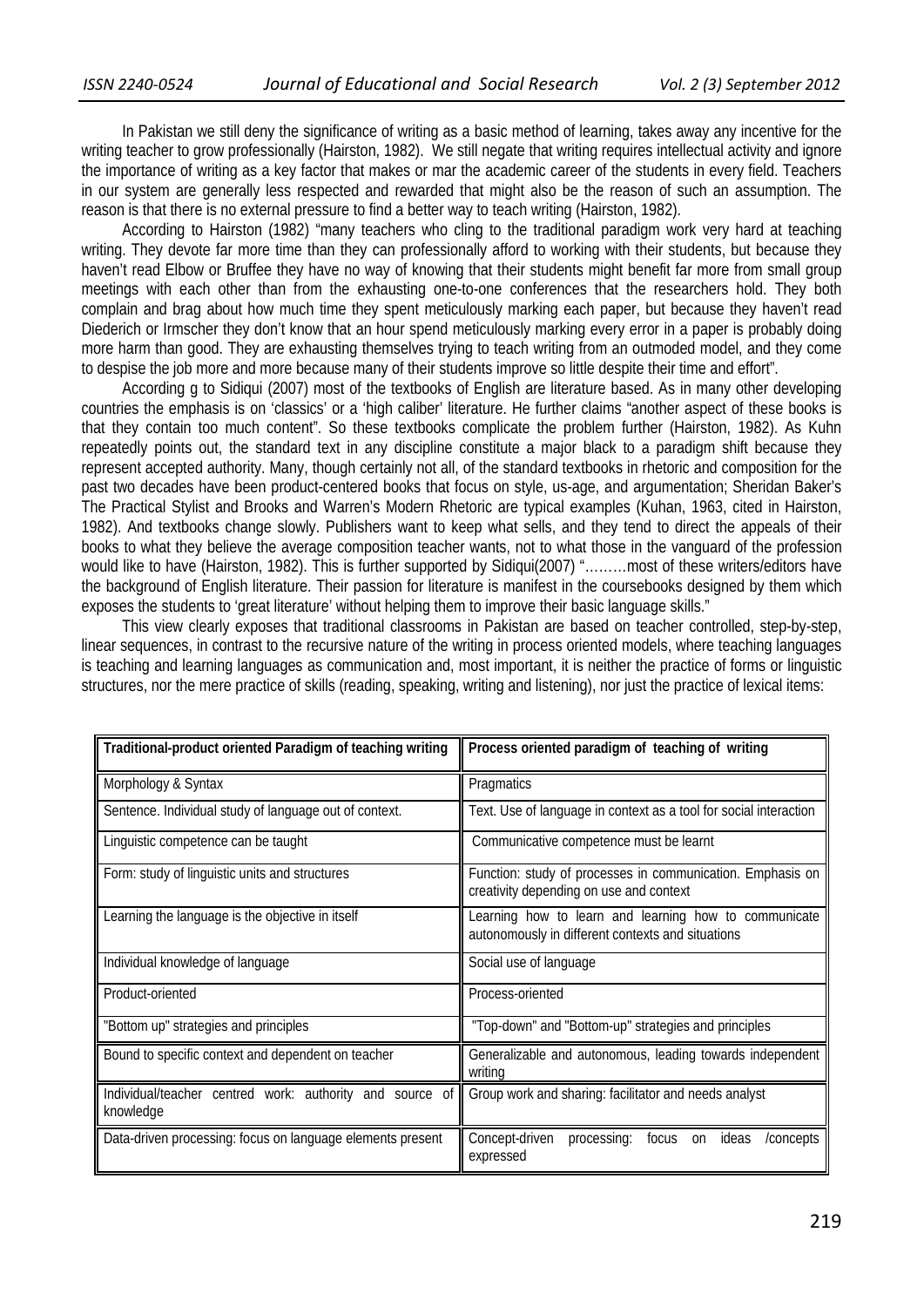In Pakistan we still deny the significance of writing as a basic method of learning, takes away any incentive for the writing teacher to grow professionally (Hairston, 1982). We still negate that writing requires intellectual activity and ignore the importance of writing as a key factor that makes or mar the academic career of the students in every field. Teachers in our system are generally less respected and rewarded that might also be the reason of such an assumption. The reason is that there is no external pressure to find a better way to teach writing (Hairston, 1982).

According to Hairston (1982) "many teachers who cling to the traditional paradigm work very hard at teaching writing. They devote far more time than they can professionally afford to working with their students, but because they haven't read Elbow or Bruffee they have no way of knowing that their students might benefit far more from small group meetings with each other than from the exhausting one-to-one conferences that the researchers hold. They both complain and brag about how much time they spent meticulously marking each paper, but because they haven't read Diederich or Irmscher they don't know that an hour spend meticulously marking every error in a paper is probably doing more harm than good. They are exhausting themselves trying to teach writing from an outmoded model, and they come to despise the job more and more because many of their students improve so little despite their time and effort".

According g to Sidiqui (2007) most of the textbooks of English are literature based. As in many other developing countries the emphasis is on 'classics' or a 'high caliber' literature. He further claims "another aspect of these books is that they contain too much content". So these textbooks complicate the problem further (Hairston, 1982). As Kuhn repeatedly points out, the standard text in any discipline constitute a major black to a paradigm shift because they represent accepted authority. Many, though certainly not all, of the standard textbooks in rhetoric and composition for the past two decades have been product-centered books that focus on style, us-age, and argumentation; Sheridan Baker's The Practical Stylist and Brooks and Warren's Modern Rhetoric are typical examples (Kuhan, 1963, cited in Hairston, 1982). And textbooks change slowly. Publishers want to keep what sells, and they tend to direct the appeals of their books to what they believe the average composition teacher wants, not to what those in the vanguard of the profession would like to have (Hairston, 1982). This is further supported by Sidiqui(2007) "………most of these writers/editors have the background of English literature. Their passion for literature is manifest in the coursebooks designed by them which exposes the students to 'great literature' without helping them to improve their basic language skills."

This view clearly exposes that traditional classrooms in Pakistan are based on teacher controlled, step-by-step, linear sequences, in contrast to the recursive nature of the writing in process oriented models, where teaching languages is teaching and learning languages as communication and, most important, it is neither the practice of forms or linguistic structures, nor the mere practice of skills (reading, speaking, writing and listening), nor just the practice of lexical items:

| Traditional-product oriented Paradigm of teaching writing | Process oriented paradigm of teaching of writing |
|---|---|
| Morphology & Syntax | Pragmatics |
| Sentence. Individual study of language out of context. | Text. Use of language in context as a tool for social interaction |
| Linguistic competence can be taught | Communicative competence must be learnt |
| Form: study of linguistic units and structures | Function: study of processes in communication. Emphasis on creativity depending on use and context |
| Learning the language is the objective in itself | Learning how to learn and learning how to communicate autonomously in different contexts and situations |
| Individual knowledge of language | Social use of language |
| Product-oriented | Process-oriented |
| "Bottom up" strategies and principles | "Top-down" and "Bottom-up" strategies and principles |
| Bound to specific context and dependent on teacher | Generalizable and autonomous, leading towards independent writing |
| Individual/teacher centred work: authority and source of knowledge | Group work and sharing: facilitator and needs analyst |
| Data-driven processing: focus on language elements present | Concept-driven processing: focus on ideas /concepts expressed |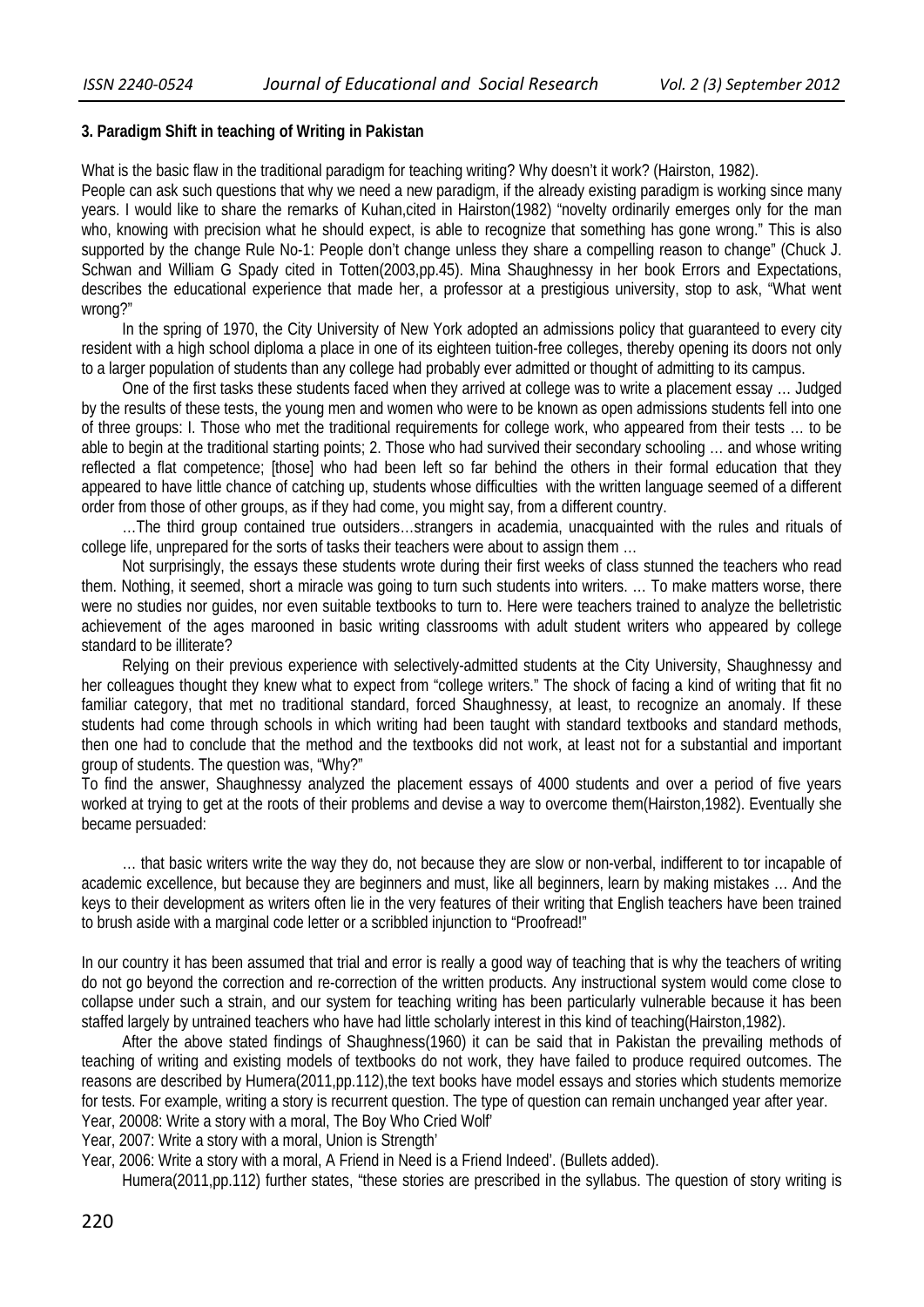**3. Paradigm Shift in teaching of Writing in Pakistan**

What is the basic flaw in the traditional paradigm for teaching writing? Why doesn't it work? (Hairston, 1982).
People can ask such questions that why we need a new paradigm, if the already existing paradigm is working since many years. I would like to share the remarks of Kuhan,cited in Hairston(1982) "novelty ordinarily emerges only for the man who, knowing with precision what he should expect, is able to recognize that something has gone wrong." This is also supported by the change Rule No-1: People don't change unless they share a compelling reason to change" (Chuck J. Schwan and William G Spady cited in Totten(2003,pp.45). Mina Shaughnessy in her book Errors and Expectations, describes the educational experience that made her, a professor at a prestigious university, stop to ask, "What went wrong?"

In the spring of 1970, the City University of New York adopted an admissions policy that guaranteed to every city resident with a high school diploma a place in one of its eighteen tuition-free colleges, thereby opening its doors not only to a larger population of students than any college had probably ever admitted or thought of admitting to its campus.

One of the first tasks these students faced when they arrived at college was to write a placement essay … Judged by the results of these tests, the young men and women who were to be known as open admissions students fell into one of three groups: I. Those who met the traditional requirements for college work, who appeared from their tests … to be able to begin at the traditional starting points; 2. Those who had survived their secondary schooling … and whose writing reflected a flat competence; [those] who had been left so far behind the others in their formal education that they appeared to have little chance of catching up, students whose difficulties with the written language seemed of a different order from those of other groups, as if they had come, you might say, from a different country.

…The third group contained true outsiders…strangers in academia, unacquainted with the rules and rituals of college life, unprepared for the sorts of tasks their teachers were about to assign them …

Not surprisingly, the essays these students wrote during their first weeks of class stunned the teachers who read them. Nothing, it seemed, short a miracle was going to turn such students into writers. … To make matters worse, there were no studies nor guides, nor even suitable textbooks to turn to. Here were teachers trained to analyze the belletristic achievement of the ages marooned in basic writing classrooms with adult student writers who appeared by college standard to be illiterate?

Relying on their previous experience with selectively-admitted students at the City University, Shaughnessy and her colleagues thought they knew what to expect from "college writers." The shock of facing a kind of writing that fit no familiar category, that met no traditional standard, forced Shaughnessy, at least, to recognize an anomaly. If these students had come through schools in which writing had been taught with standard textbooks and standard methods, then one had to conclude that the method and the textbooks did not work, at least not for a substantial and important group of students. The question was, "Why?"

To find the answer, Shaughnessy analyzed the placement essays of 4000 students and over a period of five years worked at trying to get at the roots of their problems and devise a way to overcome them(Hairston,1982). Eventually she became persuaded:

> … that basic writers write the way they do, not because they are slow or non-verbal, indifferent to tor incapable of academic excellence, but because they are beginners and must, like all beginners, learn by making mistakes … And the keys to their development as writers often lie in the very features of their writing that English teachers have been trained to brush aside with a marginal code letter or a scribbled injunction to "Proofread!"

In our country it has been assumed that trial and error is really a good way of teaching that is why the teachers of writing do not go beyond the correction and re-correction of the written products. Any instructional system would come close to collapse under such a strain, and our system for teaching writing has been particularly vulnerable because it has been staffed largely by untrained teachers who have had little scholarly interest in this kind of teaching(Hairston,1982).

After the above stated findings of Shaughness(1960) it can be said that in Pakistan the prevailing methods of teaching of writing and existing models of textbooks do not work, they have failed to produce required outcomes. The reasons are described by Humera(2011,pp.112),the text books have model essays and stories which students memorize for tests. For example, writing a story is recurrent question. The type of question can remain unchanged year after year.

Year, 20008: Write a story with a moral, The Boy Who Cried Wolf'
Year, 2007: Write a story with a moral, Union is Strength'
Year, 2006: Write a story with a moral, A Friend in Need is a Friend Indeed'. (Bullets added).

Humera(2011,pp.112) further states, "these stories are prescribed in the syllabus. The question of story writing is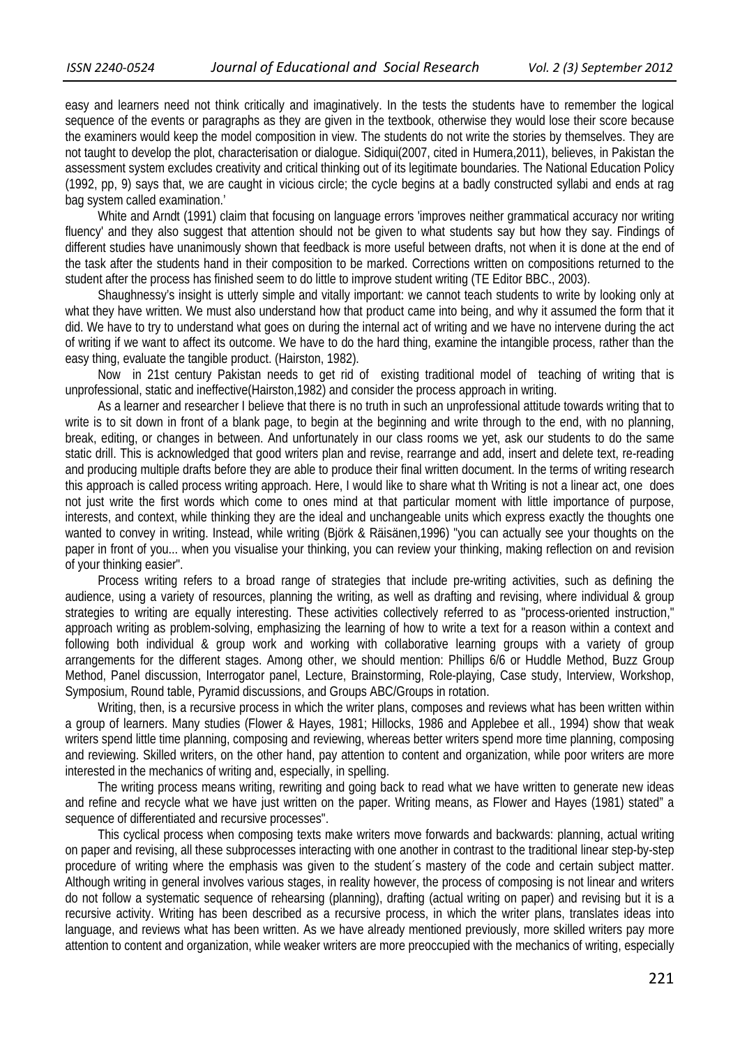easy and learners need not think critically and imaginatively. In the tests the students have to remember the logical sequence of the events or paragraphs as they are given in the textbook, otherwise they would lose their score because the examiners would keep the model composition in view. The students do not write the stories by themselves. They are not taught to develop the plot, characterisation or dialogue. Sidiqui(2007, cited in Humera,2011), believes, in Pakistan the assessment system excludes creativity and critical thinking out of its legitimate boundaries. The National Education Policy (1992, pp, 9) says that, we are caught in vicious circle; the cycle begins at a badly constructed syllabi and ends at rag bag system called examination.'

White and Arndt (1991) claim that focusing on language errors 'improves neither grammatical accuracy nor writing fluency' and they also suggest that attention should not be given to what students say but how they say. Findings of different studies have unanimously shown that feedback is more useful between drafts, not when it is done at the end of the task after the students hand in their composition to be marked. Corrections written on compositions returned to the student after the process has finished seem to do little to improve student writing (TE Editor BBC., 2003).

Shaughnessy's insight is utterly simple and vitally important: we cannot teach students to write by looking only at what they have written. We must also understand how that product came into being, and why it assumed the form that it did. We have to try to understand what goes on during the internal act of writing and we have no intervene during the act of writing if we want to affect its outcome. We have to do the hard thing, examine the intangible process, rather than the easy thing, evaluate the tangible product. (Hairston, 1982).

Now in 21st century Pakistan needs to get rid of existing traditional model of teaching of writing that is unprofessional, static and ineffective(Hairston,1982) and consider the process approach in writing.

As a learner and researcher I believe that there is no truth in such an unprofessional attitude towards writing that to write is to sit down in front of a blank page, to begin at the beginning and write through to the end, with no planning, break, editing, or changes in between. And unfortunately in our class rooms we yet, ask our students to do the same static drill. This is acknowledged that good writers plan and revise, rearrange and add, insert and delete text, re-reading and producing multiple drafts before they are able to produce their final written document. In the terms of writing research this approach is called process writing approach. Here, I would like to share what th Writing is not a linear act, one does not just write the first words which come to ones mind at that particular moment with little importance of purpose, interests, and context, while thinking they are the ideal and unchangeable units which express exactly the thoughts one wanted to convey in writing. Instead, while writing (Björk & Räisänen,1996) "you can actually see your thoughts on the paper in front of you... when you visualise your thinking, you can review your thinking, making reflection on and revision of your thinking easier".

Process writing refers to a broad range of strategies that include pre-writing activities, such as defining the audience, using a variety of resources, planning the writing, as well as drafting and revising, where individual & group strategies to writing are equally interesting. These activities collectively referred to as "process-oriented instruction," approach writing as problem-solving, emphasizing the learning of how to write a text for a reason within a context and following both individual & group work and working with collaborative learning groups with a variety of group arrangements for the different stages. Among other, we should mention: Phillips 6/6 or Huddle Method, Buzz Group Method, Panel discussion, Interrogator panel, Lecture, Brainstorming, Role-playing, Case study, Interview, Workshop, Symposium, Round table, Pyramid discussions, and Groups ABC/Groups in rotation.

Writing, then, is a recursive process in which the writer plans, composes and reviews what has been written within a group of learners. Many studies (Flower & Hayes, 1981; Hillocks, 1986 and Applebee et all., 1994) show that weak writers spend little time planning, composing and reviewing, whereas better writers spend more time planning, composing and reviewing. Skilled writers, on the other hand, pay attention to content and organization, while poor writers are more interested in the mechanics of writing and, especially, in spelling.

The writing process means writing, rewriting and going back to read what we have written to generate new ideas and refine and recycle what we have just written on the paper. Writing means, as Flower and Hayes (1981) stated" a sequence of differentiated and recursive processes".

This cyclical process when composing texts make writers move forwards and backwards: planning, actual writing on paper and revising, all these subprocesses interacting with one another in contrast to the traditional linear step-by-step procedure of writing where the emphasis was given to the student´s mastery of the code and certain subject matter. Although writing in general involves various stages, in reality however, the process of composing is not linear and writers do not follow a systematic sequence of rehearsing (planning), drafting (actual writing on paper) and revising but it is a recursive activity. Writing has been described as a recursive process, in which the writer plans, translates ideas into language, and reviews what has been written. As we have already mentioned previously, more skilled writers pay more attention to content and organization, while weaker writers are more preoccupied with the mechanics of writing, especially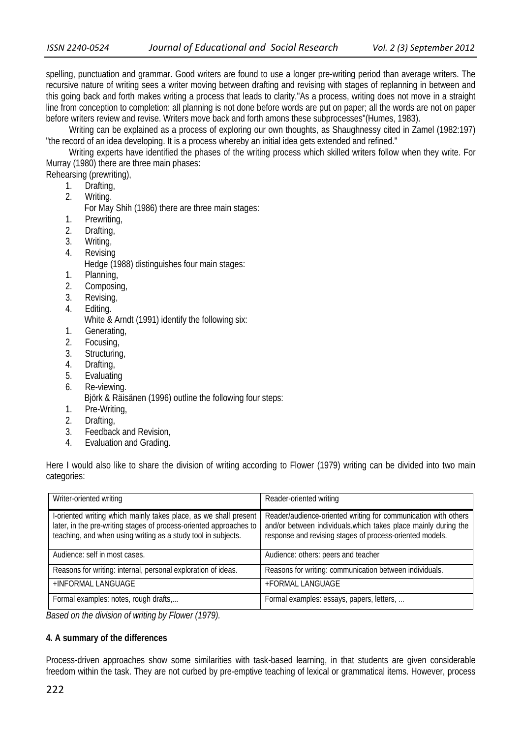spelling, punctuation and grammar. Good writers are found to use a longer pre-writing period than average writers. The recursive nature of writing sees a writer moving between drafting and revising with stages of replanning in between and this going back and forth makes writing a process that leads to clarity."As a process, writing does not move in a straight line from conception to completion: all planning is not done before words are put on paper; all the words are not on paper before writers review and revise. Writers move back and forth amons these subprocesses"(Humes, 1983).

Writing can be explained as a process of exploring our own thoughts, as Shaughnessy cited in Zamel (1982:197) "the record of an idea developing. It is a process whereby an initial idea gets extended and refined."

Writing experts have identified the phases of the writing process which skilled writers follow when they write. For Murray (1980) there are three main phases:

Rehearsing (prewriting),

1. Drafting,
2. Writing.

For May Shih (1986) there are three main stages:

1. Prewriting,
2. Drafting,
3. Writing,
4. Revising

Hedge (1988) distinguishes four main stages:

1. Planning,
2. Composing,
3. Revising,
4. Editing.

White & Arndt (1991) identify the following six:

1. Generating,
2. Focusing,
3. Structuring,
4. Drafting,
5. Evaluating
6. Re-viewing.

Björk & Räisänen (1996) outline the following four steps:

1. Pre-Writing,
2. Drafting,
3. Feedback and Revision,
4. Evaluation and Grading.

Here I would also like to share the division of writing according to Flower (1979) writing can be divided into two main categories:

| Writer-oriented writing | Reader-oriented writing |
|---|---|
| I-oriented writing which mainly takes place, as we shall present later, in the pre-writing stages of process-oriented approaches to teaching, and when using writing as a study tool in subjects. | Reader/audience-oriented writing for communication with others and/or between individuals.which takes place mainly during the response and revising stages of process-oriented models. |
| Audience: self in most cases. | Audience: others: peers and teacher |
| Reasons for writing: internal, personal exploration of ideas. | Reasons for writing: communication between individuals. |
| +INFORMAL LANGUAGE | +FORMAL LANGUAGE |
| Formal examples: notes, rough drafts,... | Formal examples: essays, papers, letters, ... |

*Based on the division of writing by Flower (1979).*

**4. A summary of the differences**

Process-driven approaches show some similarities with task-based learning, in that students are given considerable freedom within the task. They are not curbed by pre-emptive teaching of lexical or grammatical items. However, process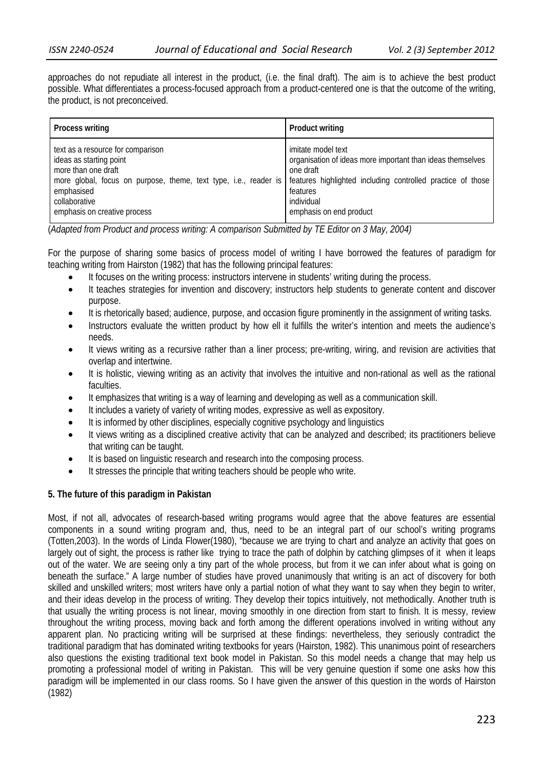approaches do not repudiate all interest in the product, (i.e. the final draft). The aim is to achieve the best product possible. What differentiates a process-focused approach from a product-centered one is that the outcome of the writing, the product, is not preconceived.

| Process writing | Product writing |
|---|---|
| text as a resource for comparison<br>ideas as starting point<br>more than one draft<br>more global, focus on purpose, theme, text type, i.e., reader is emphasised<br>collaborative<br>emphasis on creative process | imitate model text<br>organisation of ideas more important than ideas themselves<br>one draft<br>features highlighted including controlled practice of those features<br>individual<br>emphasis on end product |

(*Adapted from Product and process writing: A comparison Submitted by TE Editor on 3 May, 2004)*

For the purpose of sharing some basics of process model of writing I have borrowed the features of paradigm for teaching writing from Hairston (1982) that has the following principal features:

- It focuses on the writing process: instructors intervene in students' writing during the process.
- It teaches strategies for invention and discovery; instructors help students to generate content and discover purpose.
- It is rhetorically based; audience, purpose, and occasion figure prominently in the assignment of writing tasks.
- Instructors evaluate the written product by how ell it fulfills the writer's intention and meets the audience's needs.
- It views writing as a recursive rather than a liner process; pre-writing, wiring, and revision are activities that overlap and intertwine.
- It is holistic, viewing writing as an activity that involves the intuitive and non-rational as well as the rational faculties.
- It emphasizes that writing is a way of learning and developing as well as a communication skill.
- It includes a variety of variety of writing modes, expressive as well as expository.
- It is informed by other disciplines, especially cognitive psychology and linguistics
- It views writing as a disciplined creative activity that can be analyzed and described; its practitioners believe that writing can be taught.
- It is based on linguistic research and research into the composing process.
- It stresses the principle that writing teachers should be people who write.

**5. The future of this paradigm in Pakistan**

Most, if not all, advocates of research-based writing programs would agree that the above features are essential components in a sound writing program and, thus, need to be an integral part of our school's writing programs (Totten,2003). In the words of Linda Flower(1980), "because we are trying to chart and analyze an activity that goes on largely out of sight, the process is rather like trying to trace the path of dolphin by catching glimpses of it when it leaps out of the water. We are seeing only a tiny part of the whole process, but from it we can infer about what is going on beneath the surface." A large number of studies have proved unanimously that writing is an act of discovery for both skilled and unskilled writers; most writers have only a partial notion of what they want to say when they begin to writer, and their ideas develop in the process of writing. They develop their topics intuitively, not methodically. Another truth is that usually the writing process is not linear, moving smoothly in one direction from start to finish. It is messy, review throughout the writing process, moving back and forth among the different operations involved in writing without any apparent plan. No practicing writing will be surprised at these findings: nevertheless, they seriously contradict the traditional paradigm that has dominated writing textbooks for years (Hairston, 1982). This unanimous point of researchers also questions the existing traditional text book model in Pakistan. So this model needs a change that may help us promoting a professional model of writing in Pakistan. This will be very genuine question if some one asks how this paradigm will be implemented in our class rooms. So I have given the answer of this question in the words of Hairston (1982)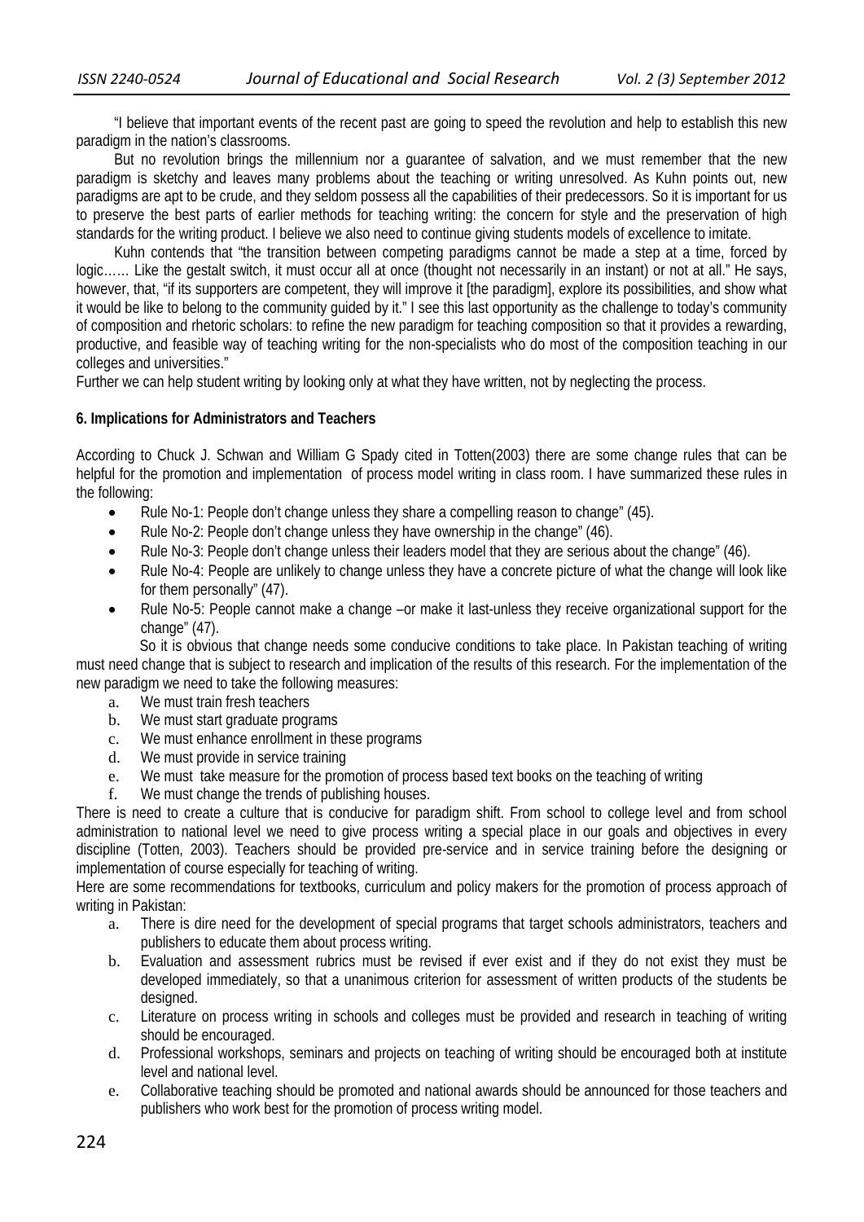"I believe that important events of the recent past are going to speed the revolution and help to establish this new paradigm in the nation's classrooms.

But no revolution brings the millennium nor a guarantee of salvation, and we must remember that the new paradigm is sketchy and leaves many problems about the teaching or writing unresolved. As Kuhn points out, new paradigms are apt to be crude, and they seldom possess all the capabilities of their predecessors. So it is important for us to preserve the best parts of earlier methods for teaching writing: the concern for style and the preservation of high standards for the writing product. I believe we also need to continue giving students models of excellence to imitate.

Kuhn contends that "the transition between competing paradigms cannot be made a step at a time, forced by logic…… Like the gestalt switch, it must occur all at once (thought not necessarily in an instant) or not at all." He says, however, that, "if its supporters are competent, they will improve it [the paradigm], explore its possibilities, and show what it would be like to belong to the community guided by it." I see this last opportunity as the challenge to today's community of composition and rhetoric scholars: to refine the new paradigm for teaching composition so that it provides a rewarding, productive, and feasible way of teaching writing for the non-specialists who do most of the composition teaching in our colleges and universities."

Further we can help student writing by looking only at what they have written, not by neglecting the process.

## 6. Implications for Administrators and Teachers

According to Chuck J. Schwan and William G Spady cited in Totten(2003) there are some change rules that can be helpful for the promotion and implementation of process model writing in class room. I have summarized these rules in the following:

- Rule No-1: People don't change unless they share a compelling reason to change" (45).
- Rule No-2: People don't change unless they have ownership in the change" (46).
- Rule No-3: People don't change unless their leaders model that they are serious about the change" (46).
- Rule No-4: People are unlikely to change unless they have a concrete picture of what the change will look like for them personally" (47).
- Rule No-5: People cannot make a change –or make it last-unless they receive organizational support for the change" (47).

So it is obvious that change needs some conducive conditions to take place. In Pakistan teaching of writing must need change that is subject to research and implication of the results of this research. For the implementation of the new paradigm we need to take the following measures:

a. We must train fresh teachers
b. We must start graduate programs
c. We must enhance enrollment in these programs
d. We must provide in service training
e. We must take measure for the promotion of process based text books on the teaching of writing
f. We must change the trends of publishing houses.

There is need to create a culture that is conducive for paradigm shift. From school to college level and from school administration to national level we need to give process writing a special place in our goals and objectives in every discipline (Totten, 2003). Teachers should be provided pre-service and in service training before the designing or implementation of course especially for teaching of writing.

Here are some recommendations for textbooks, curriculum and policy makers for the promotion of process approach of writing in Pakistan:

a. There is dire need for the development of special programs that target schools administrators, teachers and publishers to educate them about process writing.
b. Evaluation and assessment rubrics must be revised if ever exist and if they do not exist they must be developed immediately, so that a unanimous criterion for assessment of written products of the students be designed.
c. Literature on process writing in schools and colleges must be provided and research in teaching of writing should be encouraged.
d. Professional workshops, seminars and projects on teaching of writing should be encouraged both at institute level and national level.
e. Collaborative teaching should be promoted and national awards should be announced for those teachers and publishers who work best for the promotion of process writing model.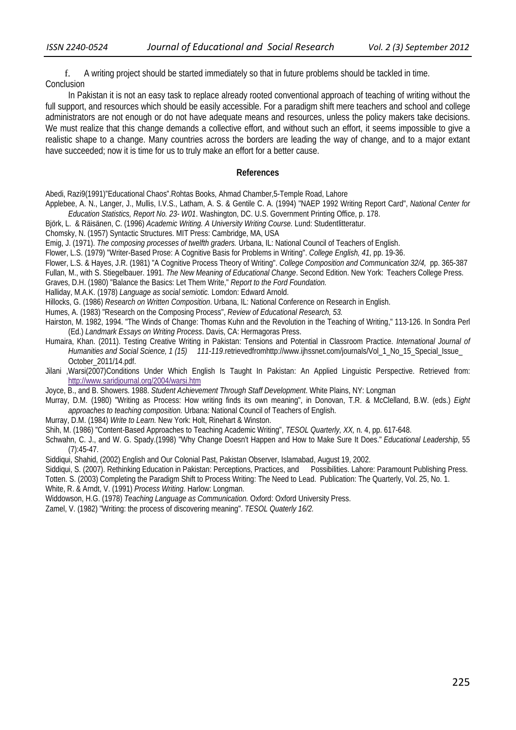f. A writing project should be started immediately so that in future problems should be tackled in time.

## Conclusion

In Pakistan it is not an easy task to replace already rooted conventional approach of teaching of writing without the full support, and resources which should be easily accessible. For a paradigm shift mere teachers and school and college administrators are not enough or do not have adequate means and resources, unless the policy makers take decisions. We must realize that this change demands a collective effort, and without such an effort, it seems impossible to give a realistic shape to a change. Many countries across the borders are leading the way of change, and to a major extant have succeeded; now it is time for us to truly make an effort for a better cause.

## References

Abedi, Razi9(1991)"Educational Chaos".Rohtas Books, Ahmad Chamber,5-Temple Road, Lahore

Applebee, A. N., Langer, J., Mullis, I.V.S., Latham, A. S. & Gentile C. A. (1994) "NAEP 1992 Writing Report Card", *National Center for Education Statistics, Report No. 23- W01*. Washington, DC. U.S. Government Printing Office, p. 178.

Björk, L. & Räisänen, C. (1996) *Academic Writing. A University Writing Course.* Lund: Studentlitteratur.

Chomsky, N. (1957) Syntactic Structures. MIT Press: Cambridge, MA, USA

Emig, J. (1971). *The composing processes of twelfth graders.* Urbana, IL: National Council of Teachers of English.

Flower, L.S. (1979) "Writer-Based Prose: A Cognitive Basis for Problems in Writing". *College English, 41,* pp. 19-36.

Flower, L.S. & Hayes, J.R. (1981) "A Cognitive Process Theory of Writing". *College Composition and Communication 32/4,* pp. 365-387

Fullan, M., with S. Stiegelbauer. 1991. *The New Meaning of Educational Change*. Second Edition. New York: Teachers College Press.

Graves, D.H. (1980) "Balance the Basics: Let Them Write," *Report to the Ford Foundation.*

Halliday, M.A.K. (1978) *Language as social semiotic.* Lomdon: Edward Arnold.

Hillocks, G. (1986) *Research on Written Composition*. Urbana, IL: National Conference on Research in English.

Humes, A. (1983) "Research on the Composing Process", *Review of Educational Research, 53.*

Hairston, M. 1982, 1994. "The Winds of Change: Thomas Kuhn and the Revolution in the Teaching of Writing," 113-126. In Sondra Perl (Ed.) *Landmark Essays on Writing Process*. Davis, CA: Hermagoras Press.

Humaira, Khan. (2011). Testing Creative Writing in Pakistan: Tensions and Potential in Classroom Practice. *International Journal of Humanities and Social Science, 1 (15) 111-119*.retrievedfromhttp://www.ijhssnet.com/journals/Vol_1_No_15_Special_Issue_ October_2011/14.pdf.

Jilani ,Warsi(2007)Conditions Under Which English Is Taught In Pakistan: An Applied Linguistic Perspective. Retrieved from: http://www.saridjournal.org/2004/warsi.htm

Joyce, B., and B. Showers. 1988. *Student Achievement Through Staff Development*. White Plains, NY: Longman

Murray, D.M. (1980) "Writing as Process: How writing finds its own meaning", in Donovan, T.R. & McClelland, B.W. (eds.) *Eight approaches to teaching composition.* Urbana: National Council of Teachers of English.

Murray, D.M. (1984) *Write to Learn.* New York: Holt, Rinehart & Winston.

Shih, M. (1986) "Content-Based Approaches to Teaching Academic Writing", *TESOL Quarterly, XX,* n. 4, pp. 617-648.

Schwahn, C. J., and W. G. Spady.(1998) "Why Change Doesn't Happen and How to Make Sure It Does." *Educational Leadership*, 55 (7):45-47.

Siddiqui, Shahid, (2002) English and Our Colonial Past, Pakistan Observer, Islamabad, August 19, 2002.

Siddiqui, S. (2007). Rethinking Education in Pakistan: Perceptions, Practices, and Possibilities. Lahore: Paramount Publishing Press.

Totten. S. (2003) Completing the Paradigm Shift to Process Writing: The Need to Lead. Publication: The Quarterly, Vol. 25, No. 1.

White, R. & Arndt, V. (1991) *Process Writing.* Harlow: Longman.

Widdowson, H.G. (1978) *Teaching Language as Communication.* Oxford: Oxford University Press.

Zamel, V. (1982) "Writing: the process of discovering meaning". *TESOL Quaterly 16/2.*